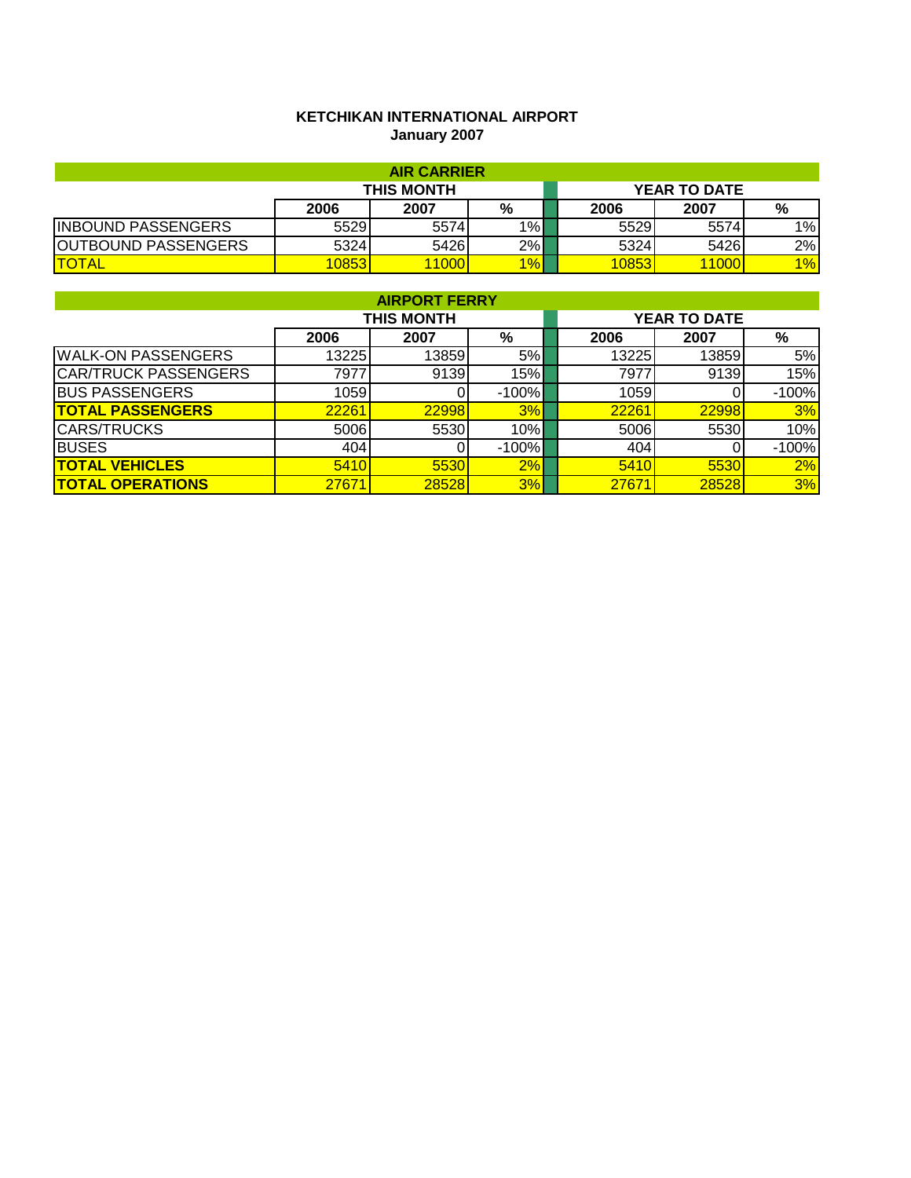**KETCHIKAN INTERNATIONAL AIRPORT**
**January 2007**

| AIR CARRIER | | | | | | |
|---|---|---|---|---|---|---|
| | THIS MONTH | | | YEAR TO DATE | | |
| | 2006 | 2007 | % | 2006 | 2007 | % |
| INBOUND PASSENGERS | 5529 | 5574 | 1% | 5529 | 5574 | 1% |
| OUTBOUND PASSENGERS | 5324 | 5426 | 2% | 5324 | 5426 | 2% |
| TOTAL | 10853 | 11000 | 1% | 10853 | 11000 | 1% |

| AIRPORT FERRY | | | | | | |
|---|---|---|---|---|---|---|
| | THIS MONTH | | | YEAR TO DATE | | |
| | 2006 | 2007 | % | 2006 | 2007 | % |
| WALK-ON PASSENGERS | 13225 | 13859 | 5% | 13225 | 13859 | 5% |
| CAR/TRUCK PASSENGERS | 7977 | 9139 | 15% | 7977 | 9139 | 15% |
| BUS PASSENGERS | 1059 | 0 | -100% | 1059 | 0 | -100% |
| **TOTAL PASSENGERS** | 22261 | 22998 | 3% | 22261 | 22998 | 3% |
| CARS/TRUCKS | 5006 | 5530 | 10% | 5006 | 5530 | 10% |
| BUSES | 404 | 0 | -100% | 404 | 0 | -100% |
| **TOTAL VEHICLES** | 5410 | 5530 | 2% | 5410 | 5530 | 2% |
| **TOTAL OPERATIONS** | 27671 | 28528 | 3% | 27671 | 28528 | 3% |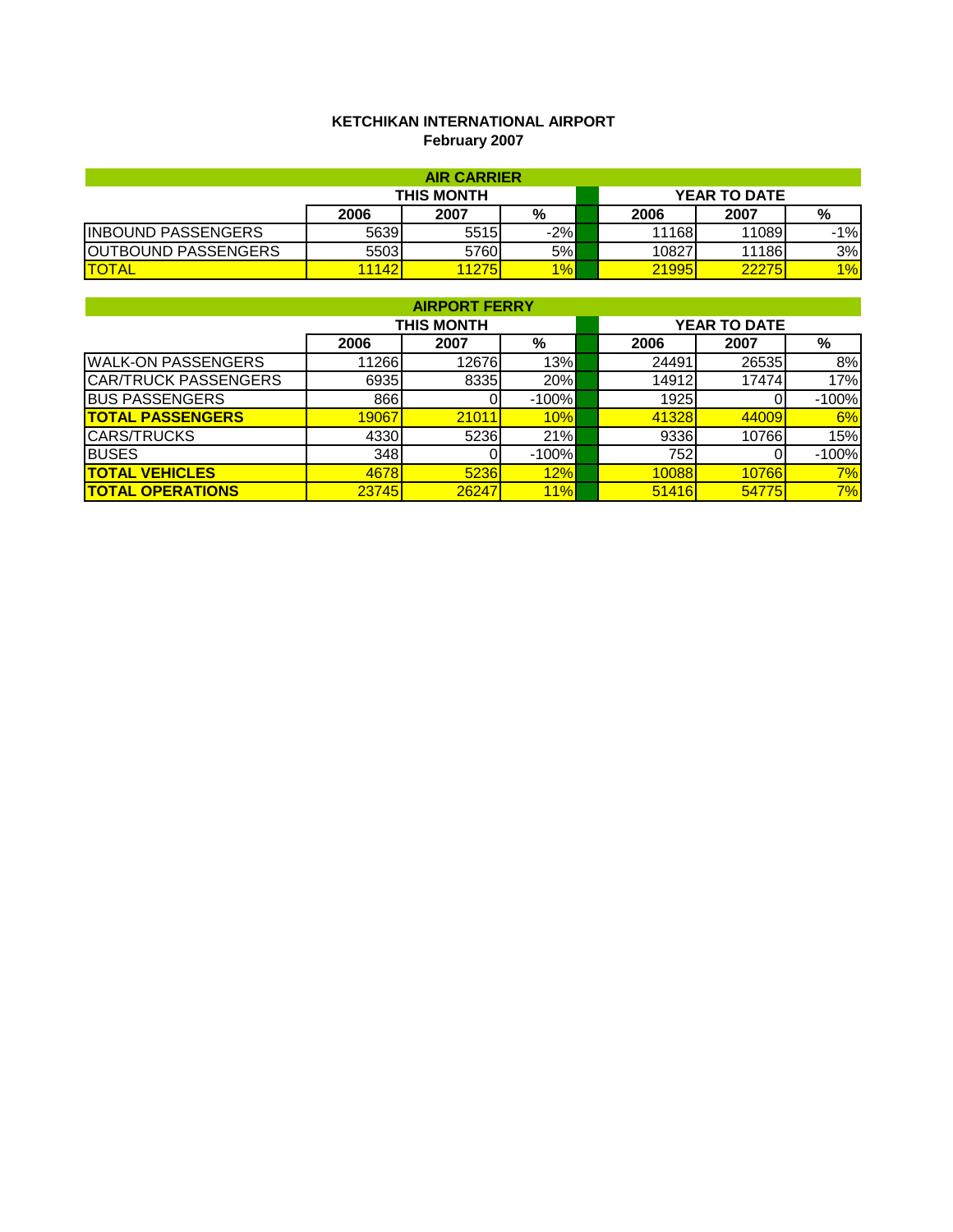**KETCHIKAN INTERNATIONAL AIRPORT**
**February 2007**

| AIR CARRIER | | | | | | |
|---|---|---|---|---|---|---|
| | THIS MONTH | | | YEAR TO DATE | | |
| | 2006 | 2007 | % | 2006 | 2007 | % |
| INBOUND PASSENGERS | 5639 | 5515 | -2% | 11168 | 11089 | -1% |
| OUTBOUND PASSENGERS | 5503 | 5760 | 5% | 10827 | 11186 | 3% |
| TOTAL | 11142 | 11275 | 1% | 21995 | 22275 | 1% |

| AIRPORT FERRY | | | | | | |
|---|---|---|---|---|---|---|
| | THIS MONTH | | | YEAR TO DATE | | |
| | 2006 | 2007 | % | 2006 | 2007 | % |
| WALK-ON PASSENGERS | 11266 | 12676 | 13% | 24491 | 26535 | 8% |
| CAR/TRUCK PASSENGERS | 6935 | 8335 | 20% | 14912 | 17474 | 17% |
| BUS PASSENGERS | 866 | 0 | -100% | 1925 | 0 | -100% |
| **TOTAL PASSENGERS** | 19067 | 21011 | 10% | 41328 | 44009 | 6% |
| CARS/TRUCKS | 4330 | 5236 | 21% | 9336 | 10766 | 15% |
| BUSES | 348 | 0 | -100% | 752 | 0 | -100% |
| **TOTAL VEHICLES** | 4678 | 5236 | 12% | 10088 | 10766 | 7% |
| **TOTAL OPERATIONS** | 23745 | 26247 | 11% | 51416 | 54775 | 7% |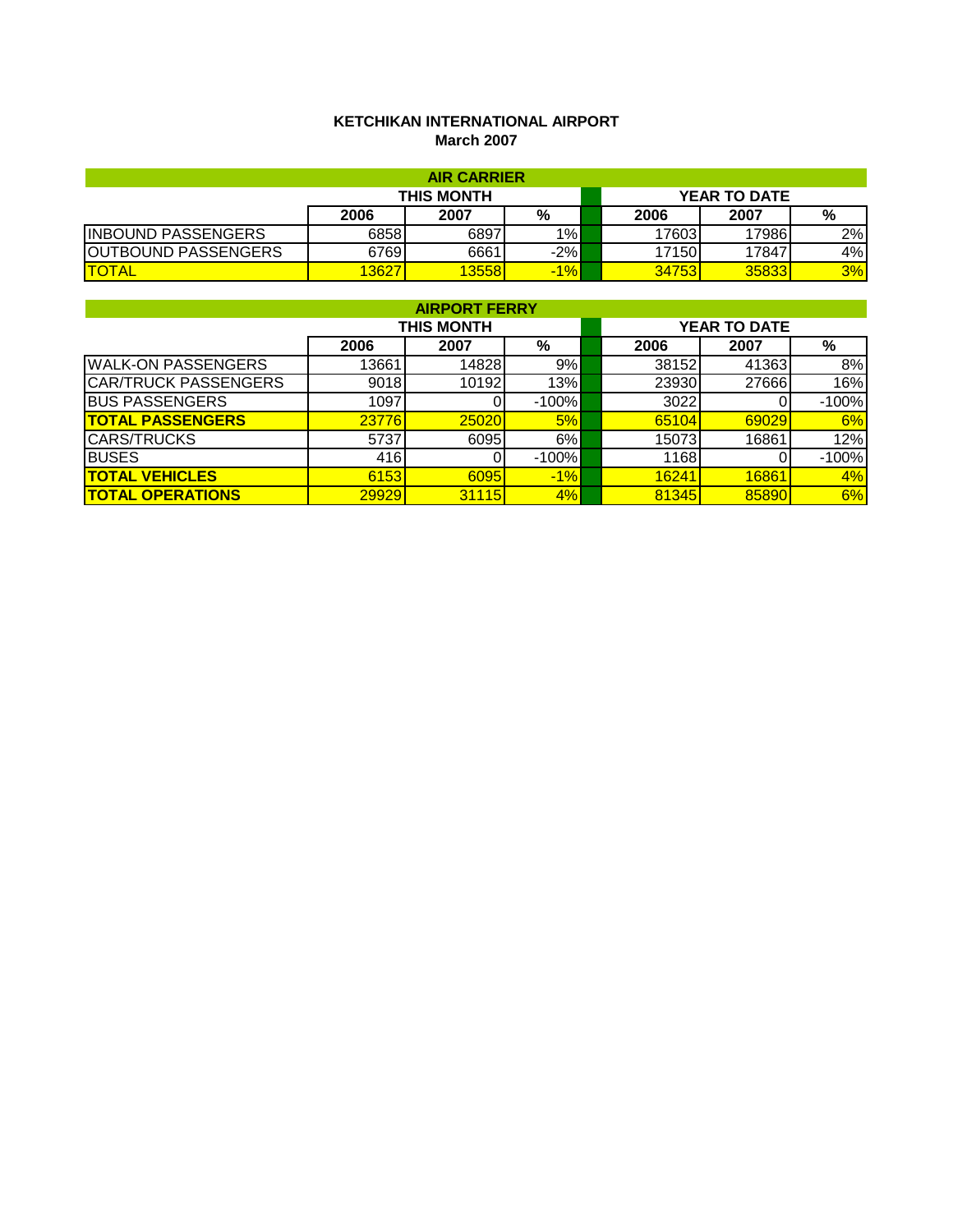**KETCHIKAN INTERNATIONAL AIRPORT**
**March 2007**

| AIR CARRIER | | | | | | |
|---|---|---|---|---|---|---|
| | THIS MONTH | | | YEAR TO DATE | | |
| | 2006 | 2007 | % | 2006 | 2007 | % |
| INBOUND PASSENGERS | 6858 | 6897 | 1% | 17603 | 17986 | 2% |
| OUTBOUND PASSENGERS | 6769 | 6661 | -2% | 17150 | 17847 | 4% |
| TOTAL | 13627 | 13558 | -1% | 34753 | 35833 | 3% |

| AIRPORT FERRY | | | | | | |
|---|---|---|---|---|---|---|
| | THIS MONTH | | | YEAR TO DATE | | |
| | 2006 | 2007 | % | 2006 | 2007 | % |
| WALK-ON PASSENGERS | 13661 | 14828 | 9% | 38152 | 41363 | 8% |
| CAR/TRUCK PASSENGERS | 9018 | 10192 | 13% | 23930 | 27666 | 16% |
| BUS PASSENGERS | 1097 | 0 | -100% | 3022 | 0 | -100% |
| **TOTAL PASSENGERS** | 23776 | 25020 | 5% | 65104 | 69029 | 6% |
| CARS/TRUCKS | 5737 | 6095 | 6% | 15073 | 16861 | 12% |
| BUSES | 416 | 0 | -100% | 1168 | 0 | -100% |
| **TOTAL VEHICLES** | 6153 | 6095 | -1% | 16241 | 16861 | 4% |
| **TOTAL OPERATIONS** | 29929 | 31115 | 4% | 81345 | 85890 | 6% |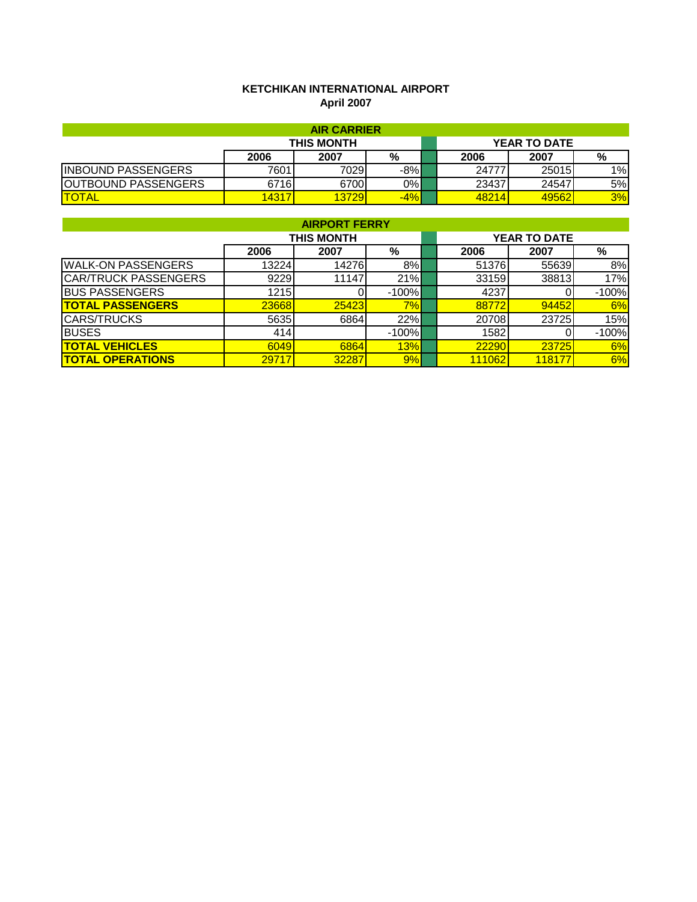**KETCHIKAN INTERNATIONAL AIRPORT**
**April 2007**

| AIR CARRIER | | | | | | | |
|---|---|---|---|---|---|---|---|
| | THIS MONTH | | | | YEAR TO DATE | | |
| | 2006 | 2007 | % | | 2006 | 2007 | % |
| INBOUND PASSENGERS | 7601 | 7029 | -8% | | 24777 | 25015 | 1% |
| OUTBOUND PASSENGERS | 6716 | 6700 | 0% | | 23437 | 24547 | 5% |
| TOTAL | 14317 | 13729 | -4% | | 48214 | 49562 | 3% |

| AIRPORT FERRY | | | | | | | |
|---|---|---|---|---|---|---|---|
| | THIS MONTH | | | | YEAR TO DATE | | |
| | 2006 | 2007 | % | | 2006 | 2007 | % |
| WALK-ON PASSENGERS | 13224 | 14276 | 8% | | 51376 | 55639 | 8% |
| CAR/TRUCK PASSENGERS | 9229 | 11147 | 21% | | 33159 | 38813 | 17% |
| BUS PASSENGERS | 1215 | 0 | -100% | | 4237 | 0 | -100% |
| **TOTAL PASSENGERS** | 23668 | 25423 | 7% | | 88772 | 94452 | 6% |
| CARS/TRUCKS | 5635 | 6864 | 22% | | 20708 | 23725 | 15% |
| BUSES | 414 | | -100% | | 1582 | 0 | -100% |
| **TOTAL VEHICLES** | 6049 | 6864 | 13% | | 22290 | 23725 | 6% |
| **TOTAL OPERATIONS** | 29717 | 32287 | 9% | | 111062 | 118177 | 6% |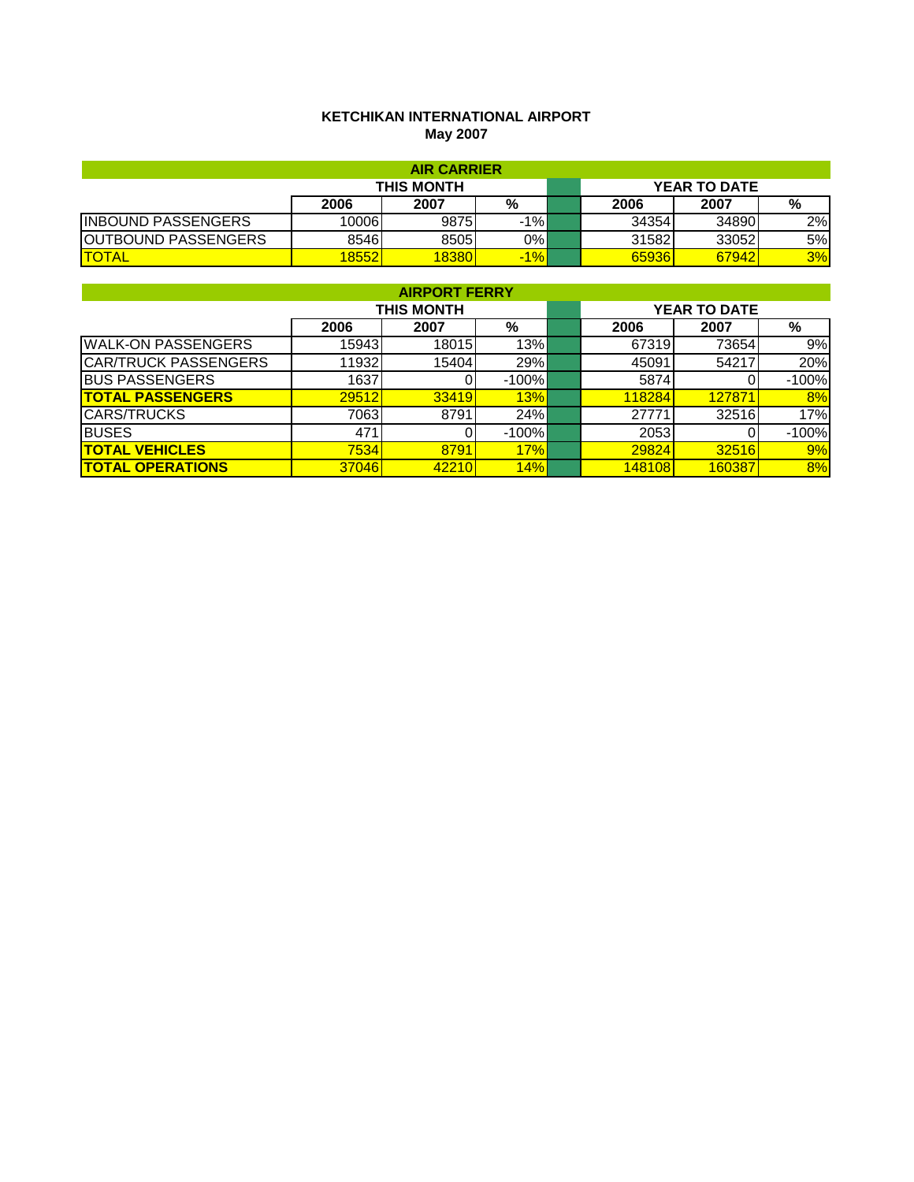**KETCHIKAN INTERNATIONAL AIRPORT**
**May 2007**

| AIR CARRIER | | | | | | | |
|---|---|---|---|---|---|---|---|
| | THIS MONTH | | | | YEAR TO DATE | | |
| | 2006 | 2007 | % | | 2006 | 2007 | % |
| INBOUND PASSENGERS | 10006 | 9875 | -1% | | 34354 | 34890 | 2% |
| OUTBOUND PASSENGERS | 8546 | 8505 | 0% | | 31582 | 33052 | 5% |
| TOTAL | 18552 | 18380 | -1% | | 65936 | 67942 | 3% |

| AIRPORT FERRY | | | | | | | |
|---|---|---|---|---|---|---|---|
| | THIS MONTH | | | | YEAR TO DATE | | |
| | 2006 | 2007 | % | | 2006 | 2007 | % |
| WALK-ON PASSENGERS | 15943 | 18015 | 13% | | 67319 | 73654 | 9% |
| CAR/TRUCK PASSENGERS | 11932 | 15404 | 29% | | 45091 | 54217 | 20% |
| BUS PASSENGERS | 1637 | 0 | -100% | | 5874 | 0 | -100% |
| **TOTAL PASSENGERS** | 29512 | 33419 | 13% | | 118284 | 127871 | 8% |
| CARS/TRUCKS | 7063 | 8791 | 24% | | 27771 | 32516 | 17% |
| BUSES | 471 | 0 | -100% | | 2053 | 0 | -100% |
| **TOTAL VEHICLES** | 7534 | 8791 | 17% | | 29824 | 32516 | 9% |
| **TOTAL OPERATIONS** | 37046 | 42210 | 14% | | 148108 | 160387 | 8% |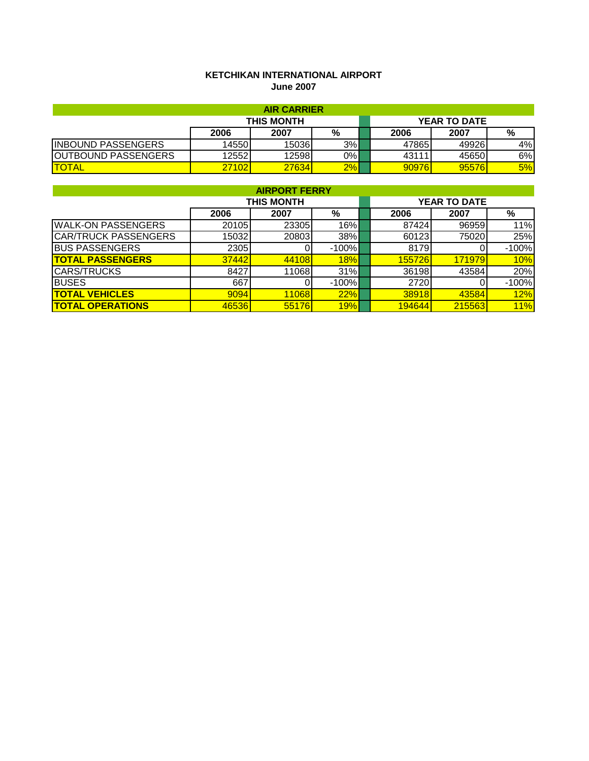**KETCHIKAN INTERNATIONAL AIRPORT**
**June 2007**

| AIR CARRIER | THIS MONTH | | | | YEAR TO DATE | | |
|---|---|---|---|---|---|---|---|
| | 2006 | 2007 | % | | 2006 | 2007 | % |
| INBOUND PASSENGERS | 14550 | 15036 | 3% | | 47865 | 49926 | 4% |
| OUTBOUND PASSENGERS | 12552 | 12598 | 0% | | 43111 | 45650 | 6% |
| TOTAL | 27102 | 27634 | 2% | | 90976 | 95576 | 5% |

| AIRPORT FERRY | THIS MONTH | | | | YEAR TO DATE | | |
|---|---|---|---|---|---|---|---|
| | 2006 | 2007 | % | | 2006 | 2007 | % |
| WALK-ON PASSENGERS | 20105 | 23305 | 16% | | 87424 | 96959 | 11% |
| CAR/TRUCK PASSENGERS | 15032 | 20803 | 38% | | 60123 | 75020 | 25% |
| BUS PASSENGERS | 2305 | 0 | -100% | | 8179 | 0 | -100% |
| **TOTAL PASSENGERS** | 37442 | 44108 | 18% | | 155726 | 171979 | 10% |
| CARS/TRUCKS | 8427 | 11068 | 31% | | 36198 | 43584 | 20% |
| BUSES | 667 | 0 | -100% | | 2720 | 0 | -100% |
| **TOTAL VEHICLES** | 9094 | 11068 | 22% | | 38918 | 43584 | 12% |
| **TOTAL OPERATIONS** | 46536 | 55176 | 19% | | 194644 | 215563 | 11% |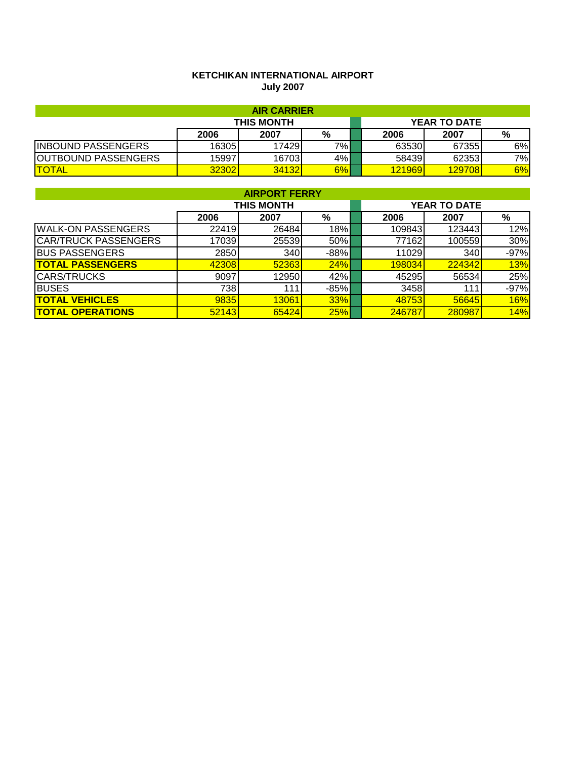**KETCHIKAN INTERNATIONAL AIRPORT**
**July 2007**

| AIR CARRIER | THIS MONTH | | | | YEAR TO DATE | | |
|---|---|---|---|---|---|---|---|
| | 2006 | 2007 | % | | 2006 | 2007 | % |
| INBOUND PASSENGERS | 16305 | 17429 | 7% | | 63530 | 67355 | 6% |
| OUTBOUND PASSENGERS | 15997 | 16703 | 4% | | 58439 | 62353 | 7% |
| TOTAL | 32302 | 34132 | 6% | | 121969 | 129708 | 6% |

| AIRPORT FERRY | THIS MONTH | | | | YEAR TO DATE | | |
|---|---|---|---|---|---|---|---|
| | 2006 | 2007 | % | | 2006 | 2007 | % |
| WALK-ON PASSENGERS | 22419 | 26484 | 18% | | 109843 | 123443 | 12% |
| CAR/TRUCK PASSENGERS | 17039 | 25539 | 50% | | 77162 | 100559 | 30% |
| BUS PASSENGERS | 2850 | 340 | -88% | | 11029 | 340 | -97% |
| **TOTAL PASSENGERS** | 42308 | 52363 | 24% | | 198034 | 224342 | 13% |
| CARS/TRUCKS | 9097 | 12950 | 42% | | 45295 | 56534 | 25% |
| BUSES | 738 | 111 | -85% | | 3458 | 111 | -97% |
| **TOTAL VEHICLES** | 9835 | 13061 | 33% | | 48753 | 56645 | 16% |
| **TOTAL OPERATIONS** | 52143 | 65424 | 25% | | 246787 | 280987 | 14% |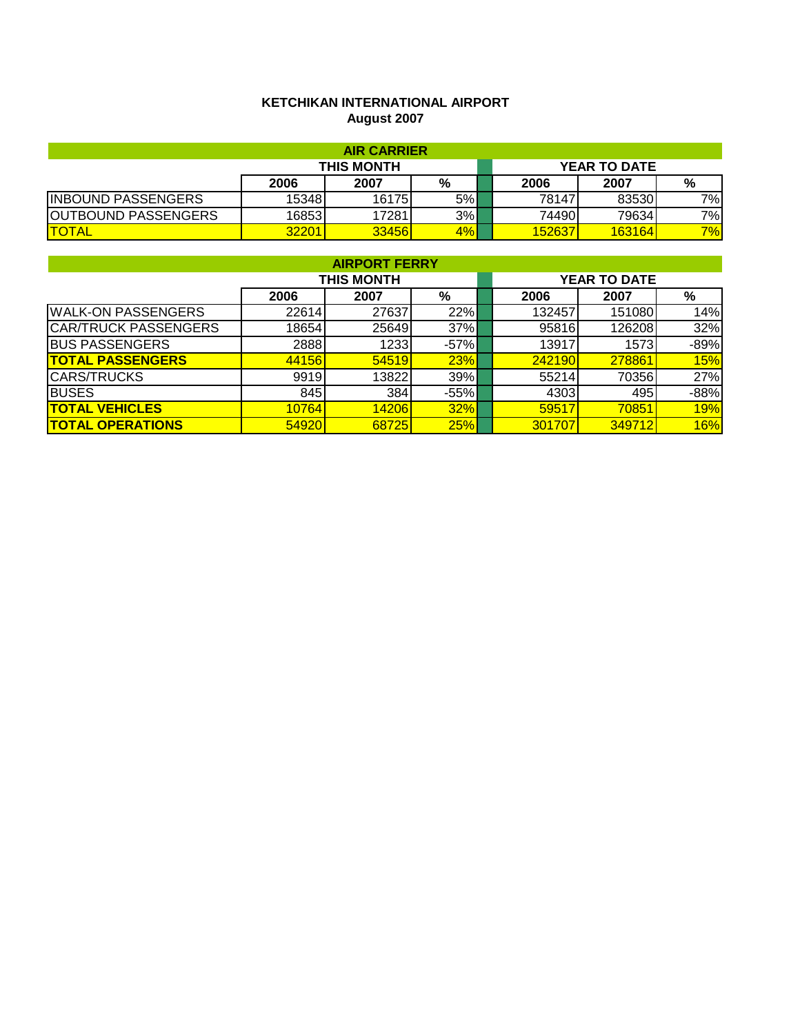**KETCHIKAN INTERNATIONAL AIRPORT**
**August 2007**

| AIR CARRIER | | | | | | | |
|---|---|---|---|---|---|---|---|
| | THIS MONTH | | | | YEAR TO DATE | | |
| | 2006 | 2007 | % | | 2006 | 2007 | % |
| INBOUND PASSENGERS | 15348 | 16175 | 5% | | 78147 | 83530 | 7% |
| OUTBOUND PASSENGERS | 16853 | 17281 | 3% | | 74490 | 79634 | 7% |
| TOTAL | 32201 | 33456 | 4% | | 152637 | 163164 | 7% |

| AIRPORT FERRY | | | | | | | |
|---|---|---|---|---|---|---|---|
| | THIS MONTH | | | | YEAR TO DATE | | |
| | 2006 | 2007 | % | | 2006 | 2007 | % |
| WALK-ON PASSENGERS | 22614 | 27637 | 22% | | 132457 | 151080 | 14% |
| CAR/TRUCK PASSENGERS | 18654 | 25649 | 37% | | 95816 | 126208 | 32% |
| BUS PASSENGERS | 2888 | 1233 | -57% | | 13917 | 1573 | -89% |
| **TOTAL PASSENGERS** | 44156 | 54519 | 23% | | 242190 | 278861 | 15% |
| CARS/TRUCKS | 9919 | 13822 | 39% | | 55214 | 70356 | 27% |
| BUSES | 845 | 384 | -55% | | 4303 | 495 | -88% |
| **TOTAL VEHICLES** | 10764 | 14206 | 32% | | 59517 | 70851 | 19% |
| **TOTAL OPERATIONS** | 54920 | 68725 | 25% | | 301707 | 349712 | 16% |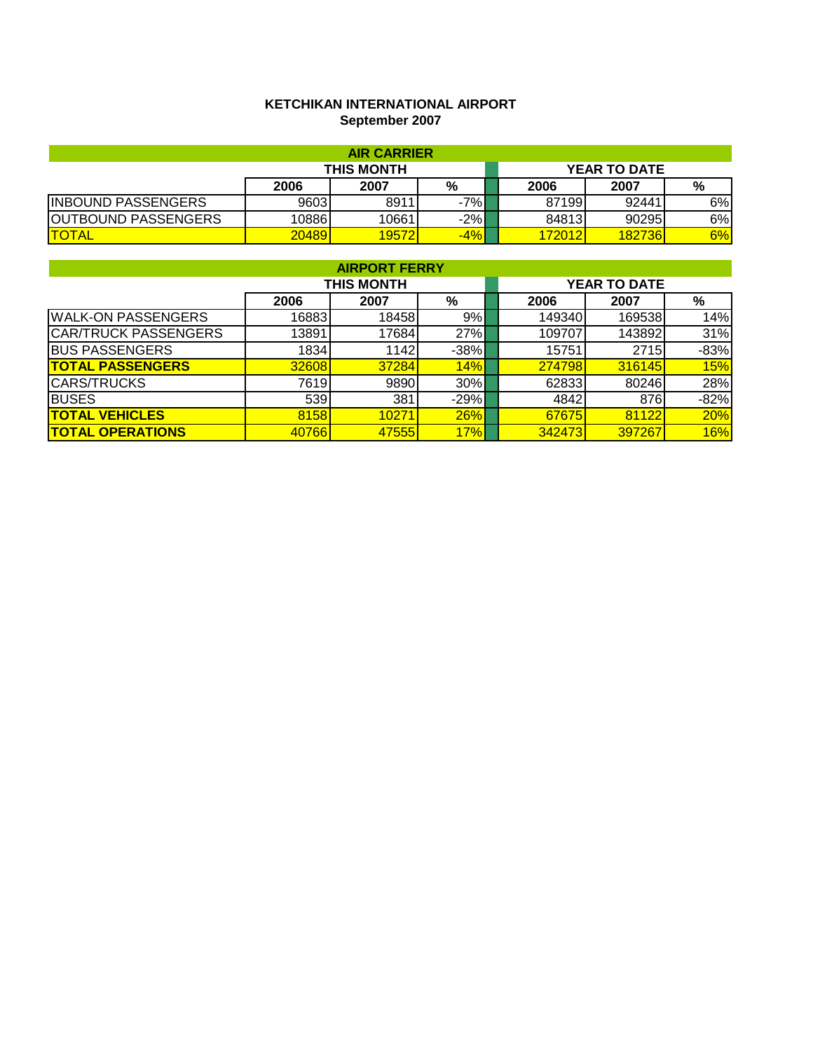**KETCHIKAN INTERNATIONAL AIRPORT**
**September 2007**

| AIR CARRIER | | | | | | |
|---|---|---|---|---|---|---|
| | THIS MONTH | | | YEAR TO DATE | | |
| | 2006 | 2007 | % | 2006 | 2007 | % |
| INBOUND PASSENGERS | 9603 | 8911 | -7% | 87199 | 92441 | 6% |
| OUTBOUND PASSENGERS | 10886 | 10661 | -2% | 84813 | 90295 | 6% |
| TOTAL | 20489 | 19572 | -4% | 172012 | 182736 | 6% |

| AIRPORT FERRY | | | | | | |
|---|---|---|---|---|---|---|
| | THIS MONTH | | | YEAR TO DATE | | |
| | 2006 | 2007 | % | 2006 | 2007 | % |
| WALK-ON PASSENGERS | 16883 | 18458 | 9% | 149340 | 169538 | 14% |
| CAR/TRUCK PASSENGERS | 13891 | 17684 | 27% | 109707 | 143892 | 31% |
| BUS PASSENGERS | 1834 | 1142 | -38% | 15751 | 2715 | -83% |
| **TOTAL PASSENGERS** | 32608 | 37284 | 14% | 274798 | 316145 | 15% |
| CARS/TRUCKS | 7619 | 9890 | 30% | 62833 | 80246 | 28% |
| BUSES | 539 | 381 | -29% | 4842 | 876 | -82% |
| **TOTAL VEHICLES** | 8158 | 10271 | 26% | 67675 | 81122 | 20% |
| **TOTAL OPERATIONS** | 40766 | 47555 | 17% | 342473 | 397267 | 16% |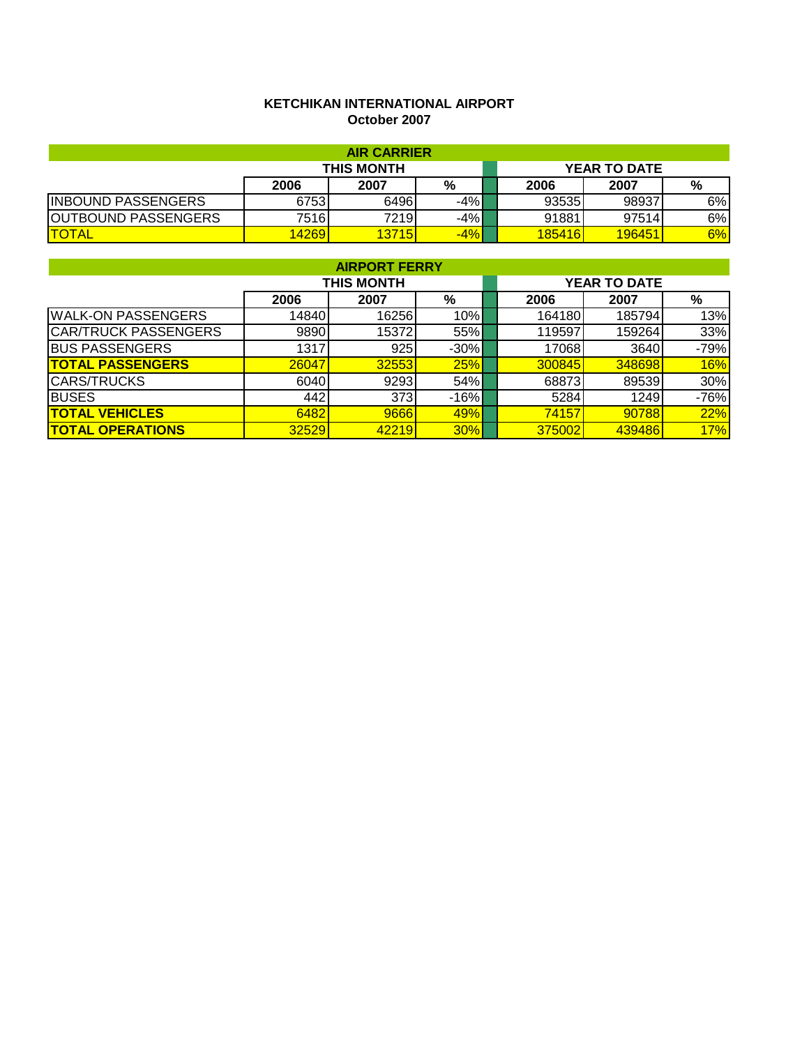**KETCHIKAN INTERNATIONAL AIRPORT**
**October 2007**

| AIR CARRIER | | | | | | | |
|---|---|---|---|---|---|---|---|
| | THIS MONTH | | | | YEAR TO DATE | | |
| | 2006 | 2007 | % | | 2006 | 2007 | % |
| INBOUND PASSENGERS | 6753 | 6496 | -4% | | 93535 | 98937 | 6% |
| OUTBOUND PASSENGERS | 7516 | 7219 | -4% | | 91881 | 97514 | 6% |
| TOTAL | 14269 | 13715 | -4% | | 185416 | 196451 | 6% |

| AIRPORT FERRY | | | | | | | |
|---|---|---|---|---|---|---|---|
| | THIS MONTH | | | | YEAR TO DATE | | |
| | 2006 | 2007 | % | | 2006 | 2007 | % |
| WALK-ON PASSENGERS | 14840 | 16256 | 10% | | 164180 | 185794 | 13% |
| CAR/TRUCK PASSENGERS | 9890 | 15372 | 55% | | 119597 | 159264 | 33% |
| BUS PASSENGERS | 1317 | 925 | -30% | | 17068 | 3640 | -79% |
| **TOTAL PASSENGERS** | 26047 | 32553 | 25% | | 300845 | 348698 | 16% |
| CARS/TRUCKS | 6040 | 9293 | 54% | | 68873 | 89539 | 30% |
| BUSES | 442 | 373 | -16% | | 5284 | 1249 | -76% |
| **TOTAL VEHICLES** | 6482 | 9666 | 49% | | 74157 | 90788 | 22% |
| **TOTAL OPERATIONS** | 32529 | 42219 | 30% | | 375002 | 439486 | 17% |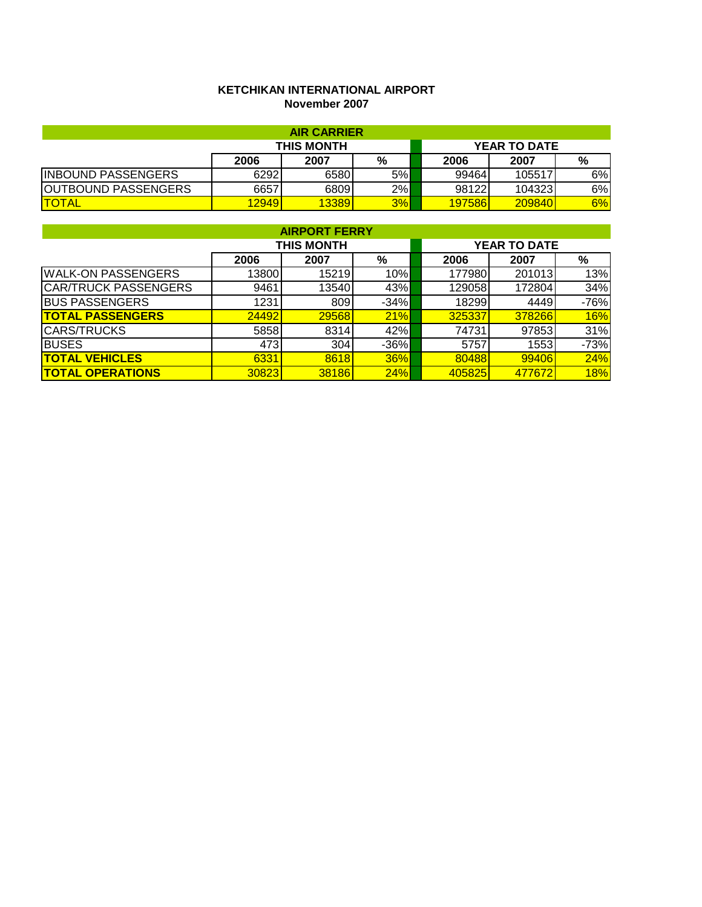**KETCHIKAN INTERNATIONAL AIRPORT**
**November 2007**

| AIR CARRIER | | | | | | | |
|---|---|---|---|---|---|---|---|
| | THIS MONTH | | | | YEAR TO DATE | | |
| | 2006 | 2007 | % | | 2006 | 2007 | % |
| INBOUND PASSENGERS | 6292 | 6580 | 5% | | 99464 | 105517 | 6% |
| OUTBOUND PASSENGERS | 6657 | 6809 | 2% | | 98122 | 104323 | 6% |
| TOTAL | 12949 | 13389 | 3% | | 197586 | 209840 | 6% |

| AIRPORT FERRY | | | | | | | |
|---|---|---|---|---|---|---|---|
| | THIS MONTH | | | | YEAR TO DATE | | |
| | 2006 | 2007 | % | | 2006 | 2007 | % |
| WALK-ON PASSENGERS | 13800 | 15219 | 10% | | 177980 | 201013 | 13% |
| CAR/TRUCK PASSENGERS | 9461 | 13540 | 43% | | 129058 | 172804 | 34% |
| BUS PASSENGERS | 1231 | 809 | -34% | | 18299 | 4449 | -76% |
| **TOTAL PASSENGERS** | 24492 | 29568 | 21% | | 325337 | 378266 | 16% |
| CARS/TRUCKS | 5858 | 8314 | 42% | | 74731 | 97853 | 31% |
| BUSES | 473 | 304 | -36% | | 5757 | 1553 | -73% |
| **TOTAL VEHICLES** | 6331 | 8618 | 36% | | 80488 | 99406 | 24% |
| **TOTAL OPERATIONS** | 30823 | 38186 | 24% | | 405825 | 477672 | 18% |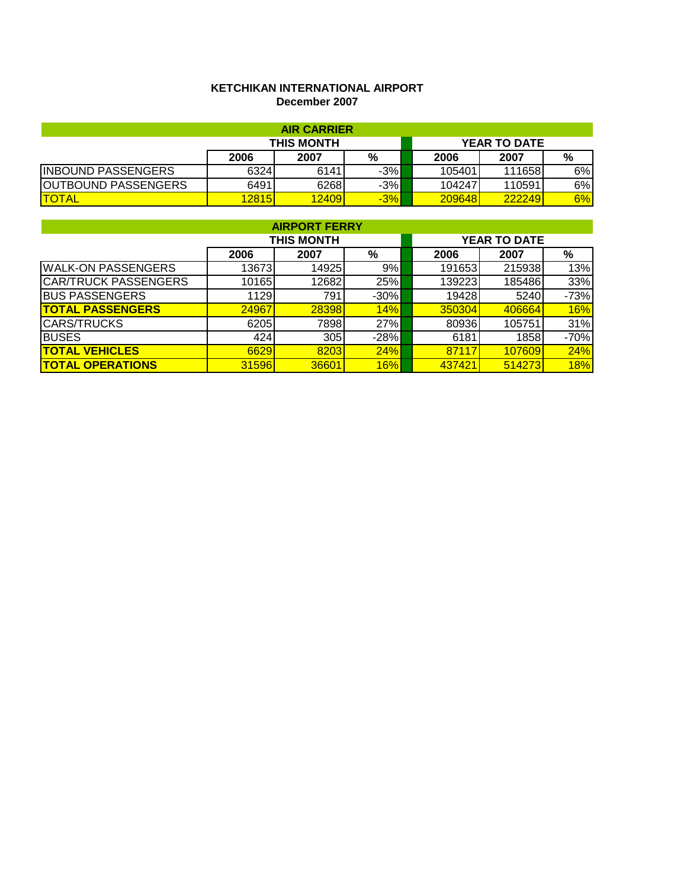**KETCHIKAN INTERNATIONAL AIRPORT**
**December 2007**

| AIR CARRIER | | | | | | |
|---|---|---|---|---|---|---|
| | THIS MONTH | | | YEAR TO DATE | | |
| | 2006 | 2007 | % | 2006 | 2007 | % |
| INBOUND PASSENGERS | 6324 | 6141 | -3% | 105401 | 111658 | 6% |
| OUTBOUND PASSENGERS | 6491 | 6268 | -3% | 104247 | 110591 | 6% |
| TOTAL | 12815 | 12409 | -3% | 209648 | 222249 | 6% |

| AIRPORT FERRY | | | | | | |
|---|---|---|---|---|---|---|
| | THIS MONTH | | | YEAR TO DATE | | |
| | 2006 | 2007 | % | 2006 | 2007 | % |
| WALK-ON PASSENGERS | 13673 | 14925 | 9% | 191653 | 215938 | 13% |
| CAR/TRUCK PASSENGERS | 10165 | 12682 | 25% | 139223 | 185486 | 33% |
| BUS PASSENGERS | 1129 | 791 | -30% | 19428 | 5240 | -73% |
| **TOTAL PASSENGERS** | 24967 | 28398 | 14% | 350304 | 406664 | 16% |
| CARS/TRUCKS | 6205 | 7898 | 27% | 80936 | 105751 | 31% |
| BUSES | 424 | 305 | -28% | 6181 | 1858 | -70% |
| **TOTAL VEHICLES** | 6629 | 8203 | 24% | 87117 | 107609 | 24% |
| **TOTAL OPERATIONS** | 31596 | 36601 | 16% | 437421 | 514273 | 18% |